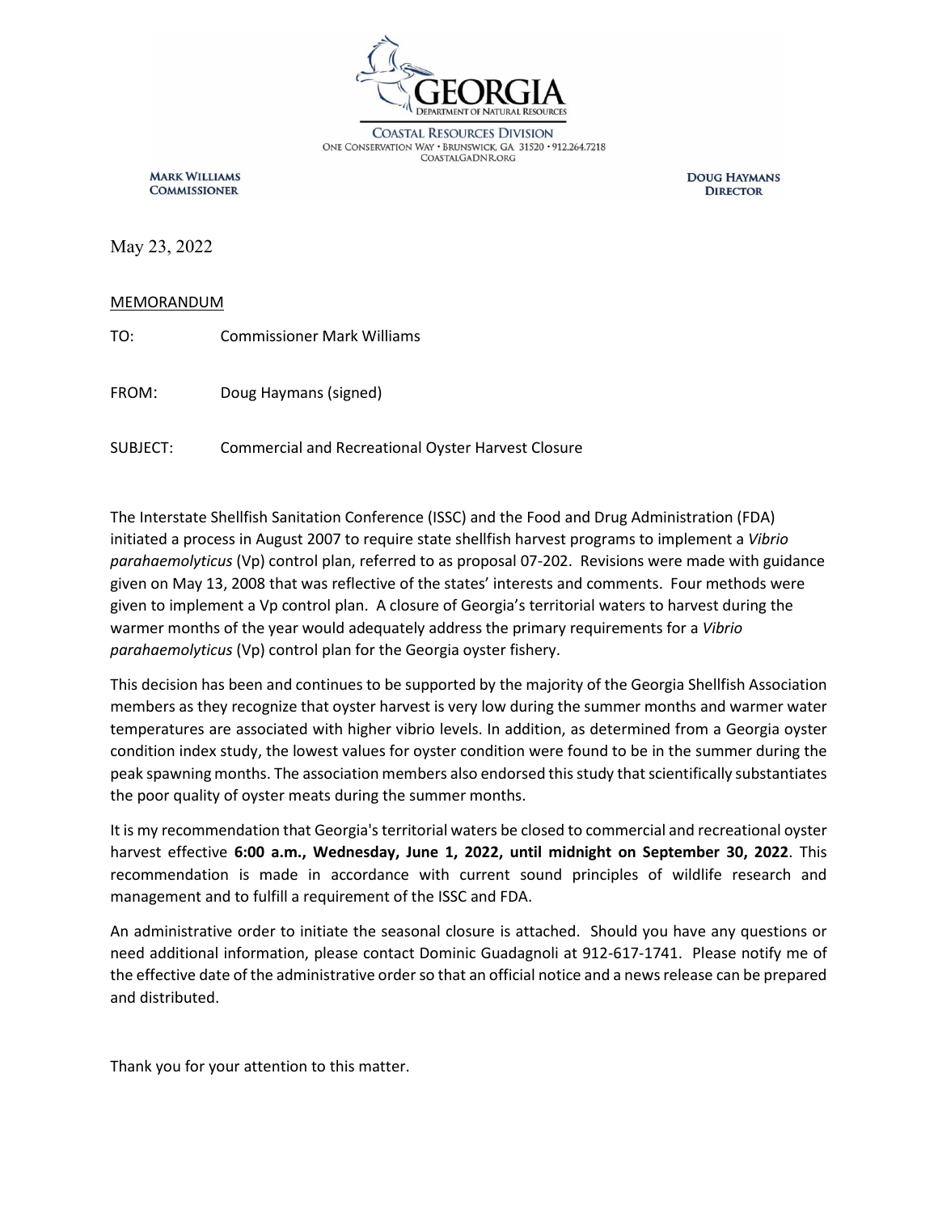GEORGIA
DEPARTMENT OF NATURAL RESOURCES

COASTAL RESOURCES DIVISION
ONE CONSERVATION WAY • BRUNSWICK, GA 31520 • 912.264.7218
COASTALGADNR.ORG

**MARK WILLIAMS**
**COMMISSIONER**

**DOUG HAYMANS**
**DIRECTOR**

May 23, 2022

MEMORANDUM

TO: Commissioner Mark Williams

FROM: Doug Haymans (signed)

SUBJECT: Commercial and Recreational Oyster Harvest Closure

The Interstate Shellfish Sanitation Conference (ISSC) and the Food and Drug Administration (FDA) initiated a process in August 2007 to require state shellfish harvest programs to implement a *Vibrio parahaemolyticus* (Vp) control plan, referred to as proposal 07-202. Revisions were made with guidance given on May 13, 2008 that was reflective of the states' interests and comments. Four methods were given to implement a Vp control plan. A closure of Georgia's territorial waters to harvest during the warmer months of the year would adequately address the primary requirements for a *Vibrio parahaemolyticus* (Vp) control plan for the Georgia oyster fishery.

This decision has been and continues to be supported by the majority of the Georgia Shellfish Association members as they recognize that oyster harvest is very low during the summer months and warmer water temperatures are associated with higher vibrio levels. In addition, as determined from a Georgia oyster condition index study, the lowest values for oyster condition were found to be in the summer during the peak spawning months. The association members also endorsed this study that scientifically substantiates the poor quality of oyster meats during the summer months.

It is my recommendation that Georgia's territorial waters be closed to commercial and recreational oyster harvest effective **6:00 a.m., Wednesday, June 1, 2022, until midnight on September 30, 2022**. This recommendation is made in accordance with current sound principles of wildlife research and management and to fulfill a requirement of the ISSC and FDA.

An administrative order to initiate the seasonal closure is attached. Should you have any questions or need additional information, please contact Dominic Guadagnoli at 912-617-1741. Please notify me of the effective date of the administrative order so that an official notice and a news release can be prepared and distributed.

Thank you for your attention to this matter.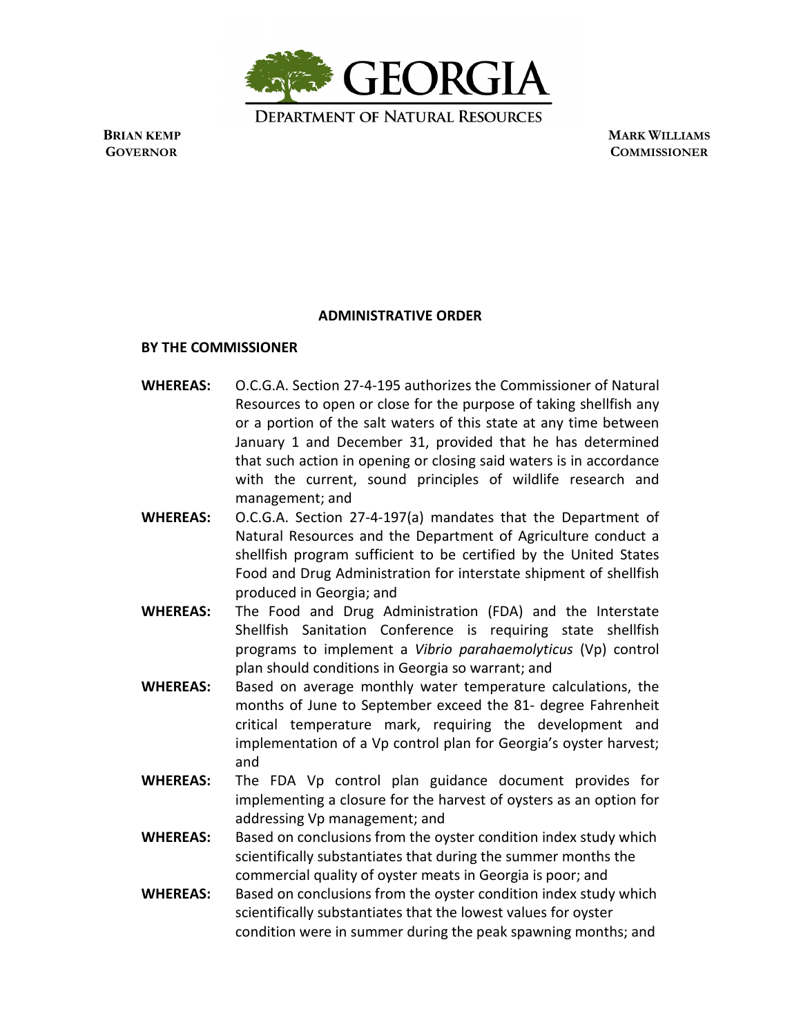# GEORGIA

DEPARTMENT OF NATURAL RESOURCES

**BRIAN KEMP**
**GOVERNOR**

**MARK WILLIAMS**
**COMMISSIONER**

## ADMINISTRATIVE ORDER

**BY THE COMMISSIONER**

**WHEREAS:** O.C.G.A. Section 27-4-195 authorizes the Commissioner of Natural Resources to open or close for the purpose of taking shellfish any or a portion of the salt waters of this state at any time between January 1 and December 31, provided that he has determined that such action in opening or closing said waters is in accordance with the current, sound principles of wildlife research and management; and

**WHEREAS:** O.C.G.A. Section 27-4-197(a) mandates that the Department of Natural Resources and the Department of Agriculture conduct a shellfish program sufficient to be certified by the United States Food and Drug Administration for interstate shipment of shellfish produced in Georgia; and

**WHEREAS:** The Food and Drug Administration (FDA) and the Interstate Shellfish Sanitation Conference is requiring state shellfish programs to implement a *Vibrio parahaemolyticus* (Vp) control plan should conditions in Georgia so warrant; and

**WHEREAS:** Based on average monthly water temperature calculations, the months of June to September exceed the 81- degree Fahrenheit critical temperature mark, requiring the development and implementation of a Vp control plan for Georgia's oyster harvest; and

**WHEREAS:** The FDA Vp control plan guidance document provides for implementing a closure for the harvest of oysters as an option for addressing Vp management; and

**WHEREAS:** Based on conclusions from the oyster condition index study which scientifically substantiates that during the summer months the commercial quality of oyster meats in Georgia is poor; and

**WHEREAS:** Based on conclusions from the oyster condition index study which scientifically substantiates that the lowest values for oyster condition were in summer during the peak spawning months; and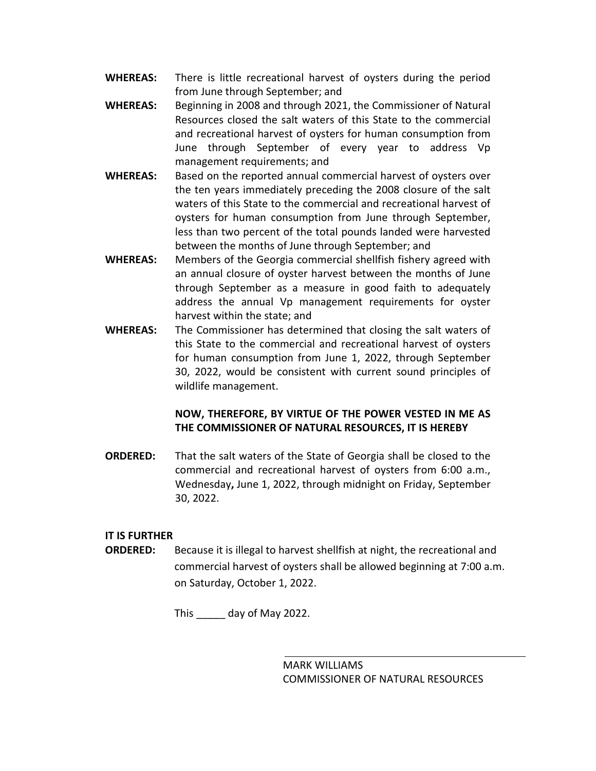**WHEREAS:** There is little recreational harvest of oysters during the period from June through September; and

**WHEREAS:** Beginning in 2008 and through 2021, the Commissioner of Natural Resources closed the salt waters of this State to the commercial and recreational harvest of oysters for human consumption from June through September of every year to address Vp management requirements; and

**WHEREAS:** Based on the reported annual commercial harvest of oysters over the ten years immediately preceding the 2008 closure of the salt waters of this State to the commercial and recreational harvest of oysters for human consumption from June through September, less than two percent of the total pounds landed were harvested between the months of June through September; and

**WHEREAS:** Members of the Georgia commercial shellfish fishery agreed with an annual closure of oyster harvest between the months of June through September as a measure in good faith to adequately address the annual Vp management requirements for oyster harvest within the state; and

**WHEREAS:** The Commissioner has determined that closing the salt waters of this State to the commercial and recreational harvest of oysters for human consumption from June 1, 2022, through September 30, 2022, would be consistent with current sound principles of wildlife management.

**NOW, THEREFORE, BY VIRTUE OF THE POWER VESTED IN ME AS THE COMMISSIONER OF NATURAL RESOURCES, IT IS HEREBY**

**ORDERED:** That the salt waters of the State of Georgia shall be closed to the commercial and recreational harvest of oysters from 6:00 a.m., Wednesday**,** June 1, 2022, through midnight on Friday, September 30, 2022.

**IT IS FURTHER ORDERED:** Because it is illegal to harvest shellfish at night, the recreational and commercial harvest of oysters shall be allowed beginning at 7:00 a.m. on Saturday, October 1, 2022.

This _____ day of May 2022.

MARK WILLIAMS
COMMISSIONER OF NATURAL RESOURCES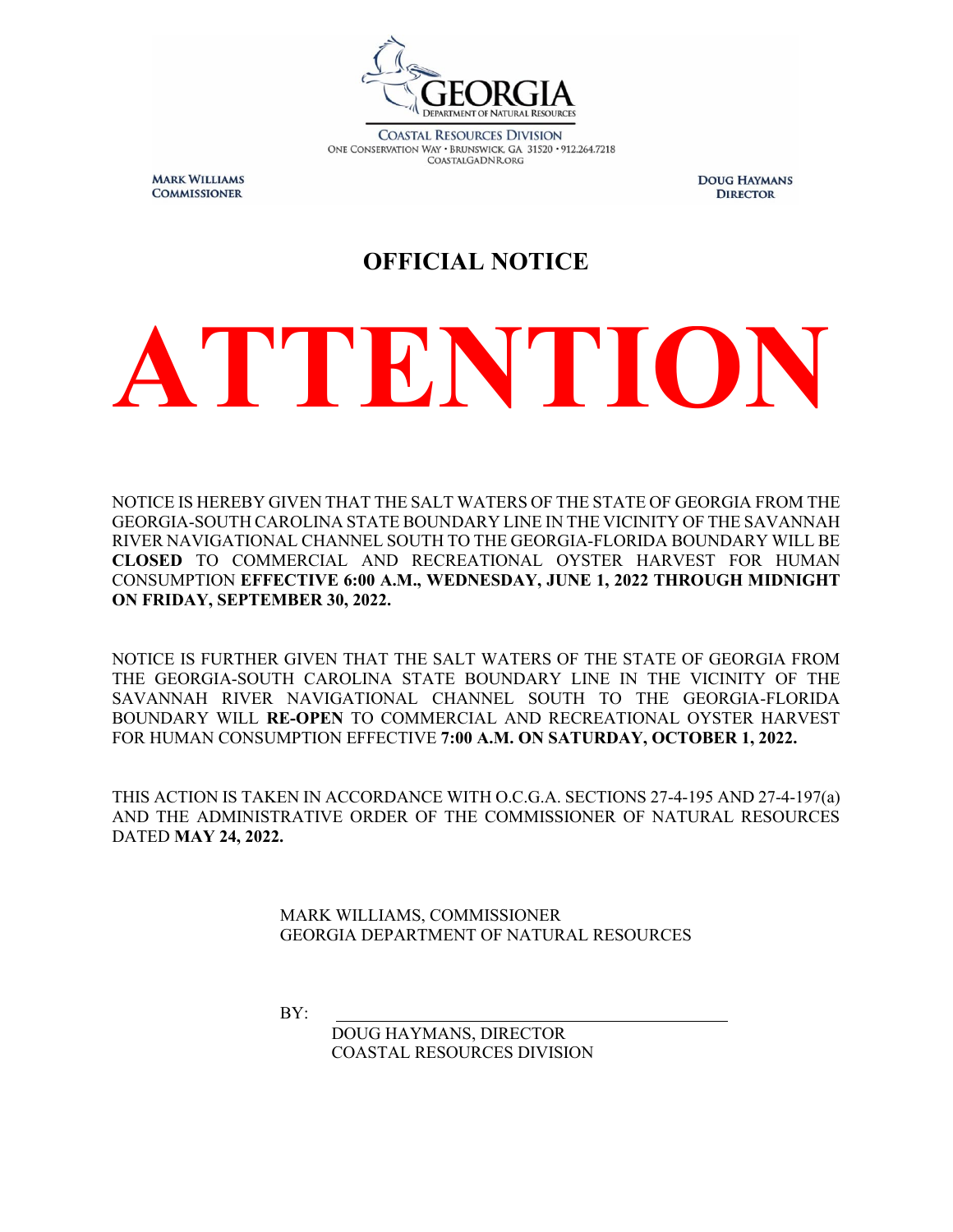GEORGIA
DEPARTMENT OF NATURAL RESOURCES

COASTAL RESOURCES DIVISION
ONE CONSERVATION WAY • BRUNSWICK, GA 31520 • 912.264.7218
COASTALGADNR.ORG

MARK WILLIAMS
COMMISSIONER

DOUG HAYMANS
DIRECTOR

# OFFICIAL NOTICE

# ATTENTION

NOTICE IS HEREBY GIVEN THAT THE SALT WATERS OF THE STATE OF GEORGIA FROM THE GEORGIA-SOUTH CAROLINA STATE BOUNDARY LINE IN THE VICINITY OF THE SAVANNAH RIVER NAVIGATIONAL CHANNEL SOUTH TO THE GEORGIA-FLORIDA BOUNDARY WILL BE **CLOSED** TO COMMERCIAL AND RECREATIONAL OYSTER HARVEST FOR HUMAN CONSUMPTION **EFFECTIVE 6:00 A.M., WEDNESDAY, JUNE 1, 2022 THROUGH MIDNIGHT ON FRIDAY, SEPTEMBER 30, 2022.**

NOTICE IS FURTHER GIVEN THAT THE SALT WATERS OF THE STATE OF GEORGIA FROM THE GEORGIA-SOUTH CAROLINA STATE BOUNDARY LINE IN THE VICINITY OF THE SAVANNAH RIVER NAVIGATIONAL CHANNEL SOUTH TO THE GEORGIA-FLORIDA BOUNDARY WILL **RE-OPEN** TO COMMERCIAL AND RECREATIONAL OYSTER HARVEST FOR HUMAN CONSUMPTION EFFECTIVE **7:00 A.M. ON SATURDAY, OCTOBER 1, 2022.**

THIS ACTION IS TAKEN IN ACCORDANCE WITH O.C.G.A. SECTIONS 27-4-195 AND 27-4-197(a) AND THE ADMINISTRATIVE ORDER OF THE COMMISSIONER OF NATURAL RESOURCES DATED **MAY 24, 2022.**

MARK WILLIAMS, COMMISSIONER
GEORGIA DEPARTMENT OF NATURAL RESOURCES

BY: ______________________________

DOUG HAYMANS, DIRECTOR
COASTAL RESOURCES DIVISION